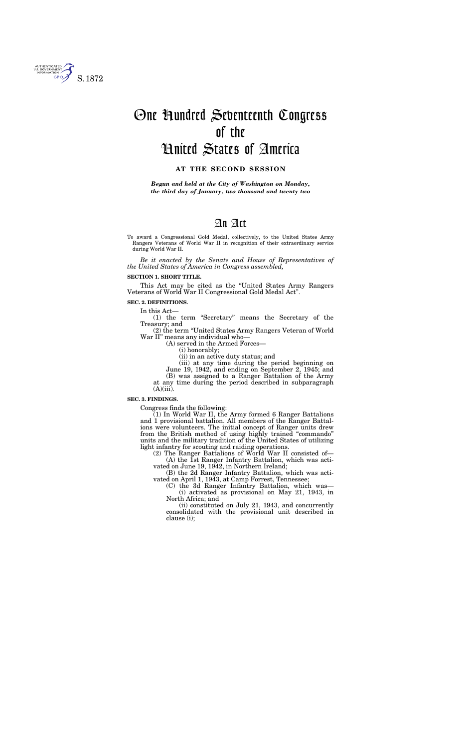S. 1872

# One Hundred Seventeenth Congress of the United States of America

**AT THE SECOND SESSION**

***Begun and held at the City of Washington on Monday, the third day of January, two thousand and twenty two***

# An Act

To award a Congressional Gold Medal, collectively, to the United States Army Rangers Veterans of World War II in recognition of their extraordinary service during World War II.

*Be it enacted by the Senate and House of Representatives of the United States of America in Congress assembled,*

**SECTION 1. SHORT TITLE.**

This Act may be cited as the "United States Army Rangers Veterans of World War II Congressional Gold Medal Act".

**SEC. 2. DEFINITIONS.**

In this Act—

(1) the term "Secretary" means the Secretary of the Treasury; and

(2) the term "United States Army Rangers Veteran of World War II" means any individual who—

(A) served in the Armed Forces—

(i) honorably;

(ii) in an active duty status; and

(iii) at any time during the period beginning on June 19, 1942, and ending on September 2, 1945; and

(B) was assigned to a Ranger Battalion of the Army at any time during the period described in subparagraph (A)(iii).

**SEC. 3. FINDINGS.**

Congress finds the following:

(1) In World War II, the Army formed 6 Ranger Battalions and 1 provisional battalion. All members of the Ranger Battalions were volunteers. The initial concept of Ranger units drew from the British method of using highly trained "commando" units and the military tradition of the United States of utilizing light infantry for scouting and raiding operations.

(2) The Ranger Battalions of World War II consisted of—

(A) the 1st Ranger Infantry Battalion, which was activated on June 19, 1942, in Northern Ireland;

(B) the 2d Ranger Infantry Battalion, which was activated on April 1, 1943, at Camp Forrest, Tennessee;

(C) the 3d Ranger Infantry Battalion, which was—

(i) activated as provisional on May 21, 1943, in North Africa; and

(ii) constituted on July 21, 1943, and concurrently consolidated with the provisional unit described in clause (i);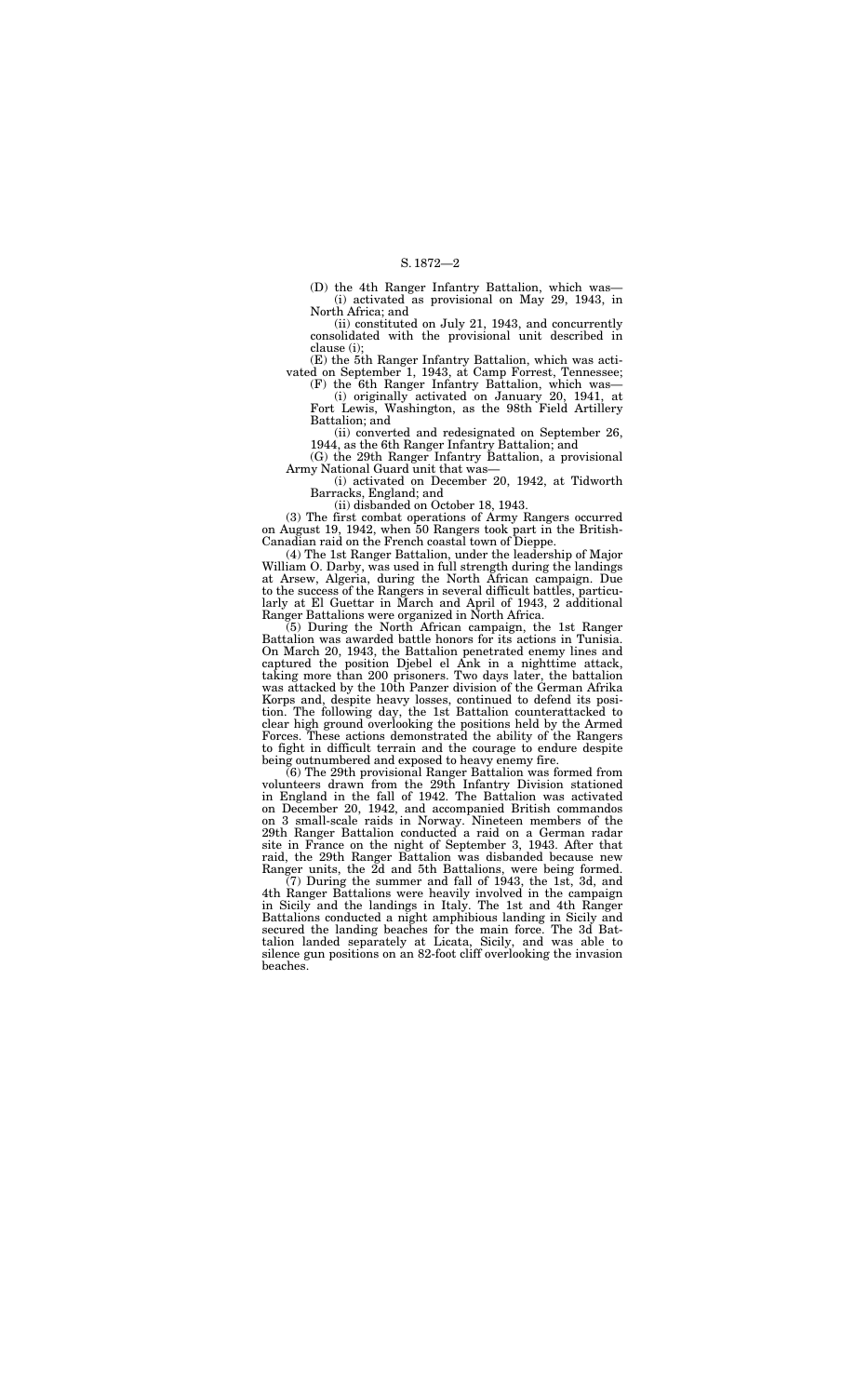(D) the 4th Ranger Infantry Battalion, which was—

(i) activated as provisional on May 29, 1943, in North Africa; and

(ii) constituted on July 21, 1943, and concurrently consolidated with the provisional unit described in clause (i);

(E) the 5th Ranger Infantry Battalion, which was activated on September 1, 1943, at Camp Forrest, Tennessee;

(F) the 6th Ranger Infantry Battalion, which was—

(i) originally activated on January 20, 1941, at Fort Lewis, Washington, as the 98th Field Artillery Battalion; and

(ii) converted and redesignated on September 26, 1944, as the 6th Ranger Infantry Battalion; and

(G) the 29th Ranger Infantry Battalion, a provisional Army National Guard unit that was—

(i) activated on December 20, 1942, at Tidworth Barracks, England; and

(ii) disbanded on October 18, 1943.

(3) The first combat operations of Army Rangers occurred on August 19, 1942, when 50 Rangers took part in the British-Canadian raid on the French coastal town of Dieppe.

(4) The 1st Ranger Battalion, under the leadership of Major William O. Darby, was used in full strength during the landings at Arsew, Algeria, during the North African campaign. Due to the success of the Rangers in several difficult battles, particularly at El Guettar in March and April of 1943, 2 additional Ranger Battalions were organized in North Africa.

(5) During the North African campaign, the 1st Ranger Battalion was awarded battle honors for its actions in Tunisia. On March 20, 1943, the Battalion penetrated enemy lines and captured the position Djebel el Ank in a nighttime attack, taking more than 200 prisoners. Two days later, the battalion was attacked by the 10th Panzer division of the German Afrika Korps and, despite heavy losses, continued to defend its position. The following day, the 1st Battalion counterattacked to clear high ground overlooking the positions held by the Armed Forces. These actions demonstrated the ability of the Rangers to fight in difficult terrain and the courage to endure despite being outnumbered and exposed to heavy enemy fire.

(6) The 29th provisional Ranger Battalion was formed from volunteers drawn from the 29th Infantry Division stationed in England in the fall of 1942. The Battalion was activated on December 20, 1942, and accompanied British commandos on 3 small-scale raids in Norway. Nineteen members of the 29th Ranger Battalion conducted a raid on a German radar site in France on the night of September 3, 1943. After that raid, the 29th Ranger Battalion was disbanded because new Ranger units, the 2d and 5th Battalions, were being formed.

(7) During the summer and fall of 1943, the 1st, 3d, and 4th Ranger Battalions were heavily involved in the campaign in Sicily and the landings in Italy. The 1st and 4th Ranger Battalions conducted a night amphibious landing in Sicily and secured the landing beaches for the main force. The 3d Battalion landed separately at Licata, Sicily, and was able to silence gun positions on an 82-foot cliff overlooking the invasion beaches.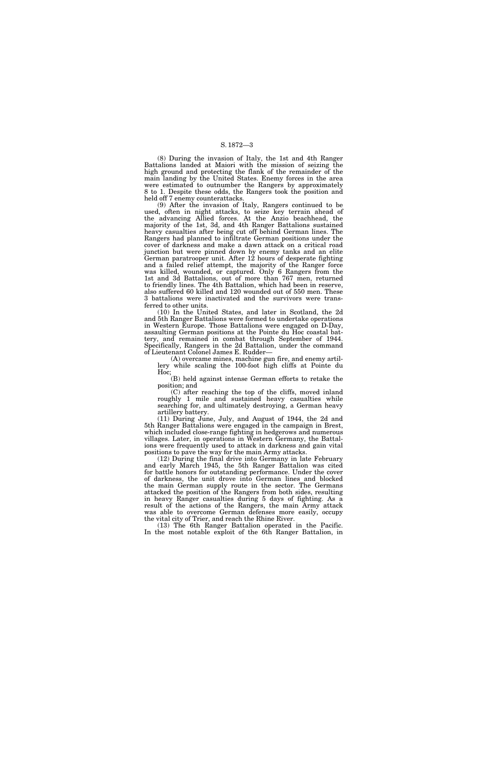(8) During the invasion of Italy, the 1st and 4th Ranger Battalions landed at Maiori with the mission of seizing the high ground and protecting the flank of the remainder of the main landing by the United States. Enemy forces in the area were estimated to outnumber the Rangers by approximately 8 to 1. Despite these odds, the Rangers took the position and held off 7 enemy counterattacks.

(9) After the invasion of Italy, Rangers continued to be used, often in night attacks, to seize key terrain ahead of the advancing Allied forces. At the Anzio beachhead, the majority of the 1st, 3d, and 4th Ranger Battalions sustained heavy casualties after being cut off behind German lines. The Rangers had planned to infiltrate German positions under the cover of darkness and make a dawn attack on a critical road junction but were pinned down by enemy tanks and an elite German paratrooper unit. After 12 hours of desperate fighting and a failed relief attempt, the majority of the Ranger force was killed, wounded, or captured. Only 6 Rangers from the 1st and 3d Battalions, out of more than 767 men, returned to friendly lines. The 4th Battalion, which had been in reserve, also suffered 60 killed and 120 wounded out of 550 men. These 3 battalions were inactivated and the survivors were transferred to other units.

(10) In the United States, and later in Scotland, the 2d and 5th Ranger Battalions were formed to undertake operations in Western Europe. Those Battalions were engaged on D-Day, assaulting German positions at the Pointe du Hoc coastal battery, and remained in combat through September of 1944. Specifically, Rangers in the 2d Battalion, under the command of Lieutenant Colonel James E. Rudder—

(A) overcame mines, machine gun fire, and enemy artillery while scaling the 100-foot high cliffs at Pointe du Hoc;

(B) held against intense German efforts to retake the position; and

(C) after reaching the top of the cliffs, moved inland roughly 1 mile and sustained heavy casualties while searching for, and ultimately destroying, a German heavy artillery battery.

(11) During June, July, and August of 1944, the 2d and 5th Ranger Battalions were engaged in the campaign in Brest, which included close-range fighting in hedgerows and numerous villages. Later, in operations in Western Germany, the Battalions were frequently used to attack in darkness and gain vital positions to pave the way for the main Army attacks.

(12) During the final drive into Germany in late February and early March 1945, the 5th Ranger Battalion was cited for battle honors for outstanding performance. Under the cover of darkness, the unit drove into German lines and blocked the main German supply route in the sector. The Germans attacked the position of the Rangers from both sides, resulting in heavy Ranger casualties during 5 days of fighting. As a result of the actions of the Rangers, the main Army attack was able to overcome German defenses more easily, occupy the vital city of Trier, and reach the Rhine River.

(13) The 6th Ranger Battalion operated in the Pacific. In the most notable exploit of the 6th Ranger Battalion, in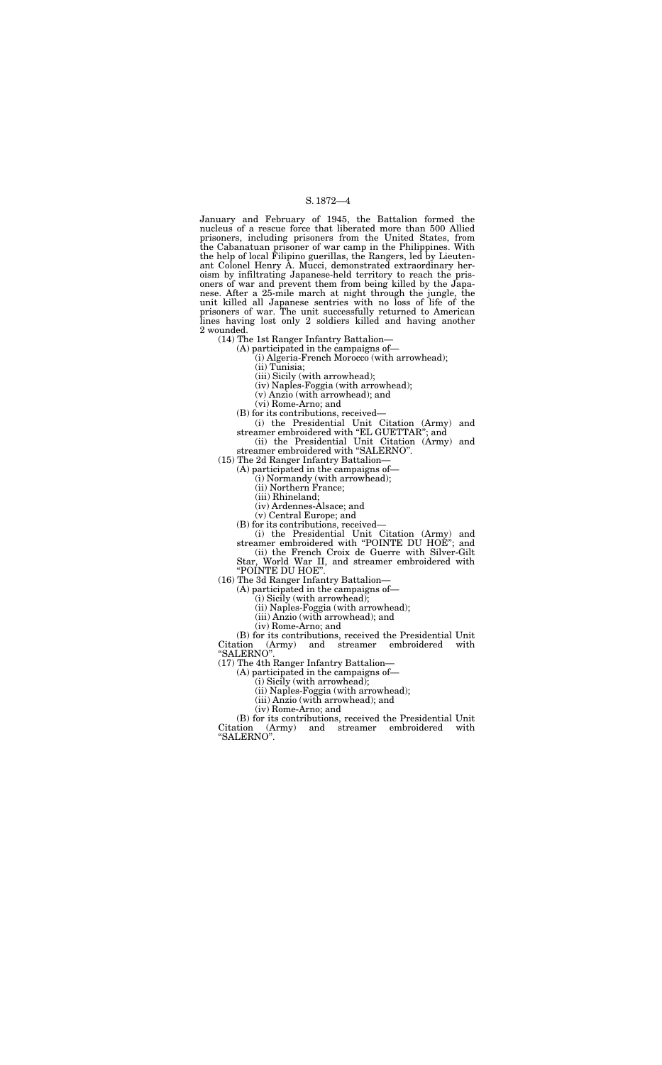January and February of 1945, the Battalion formed the nucleus of a rescue force that liberated more than 500 Allied prisoners, including prisoners from the United States, from the Cabanatuan prisoner of war camp in the Philippines. With the help of local Filipino guerillas, the Rangers, led by Lieutenant Colonel Henry A. Mucci, demonstrated extraordinary heroism by infiltrating Japanese-held territory to reach the prisoners of war and prevent them from being killed by the Japanese. After a 25-mile march at night through the jungle, the unit killed all Japanese sentries with no loss of life of the prisoners of war. The unit successfully returned to American lines having lost only 2 soldiers killed and having another 2 wounded.

(14) The 1st Ranger Infantry Battalion—

(A) participated in the campaigns of—

(i) Algeria-French Morocco (with arrowhead);

(ii) Tunisia;

(iii) Sicily (with arrowhead);

(iv) Naples-Foggia (with arrowhead);

(v) Anzio (with arrowhead); and

(vi) Rome-Arno; and

(B) for its contributions, received—

(i) the Presidential Unit Citation (Army) and streamer embroidered with "EL GUETTAR"; and

(ii) the Presidential Unit Citation (Army) and streamer embroidered with "SALERNO".

(15) The 2d Ranger Infantry Battalion—

(A) participated in the campaigns of—

(i) Normandy (with arrowhead);

(ii) Northern France;

(iii) Rhineland;

(iv) Ardennes-Alsace; and

(v) Central Europe; and

(B) for its contributions, received—

(i) the Presidential Unit Citation (Army) and streamer embroidered with "POINTE DU HOE"; and

(ii) the French Croix de Guerre with Silver-Gilt Star, World War II, and streamer embroidered with "POINTE DU HOE".

(16) The 3d Ranger Infantry Battalion—

(A) participated in the campaigns of—

(i) Sicily (with arrowhead);

(ii) Naples-Foggia (with arrowhead);

(iii) Anzio (with arrowhead); and

(iv) Rome-Arno; and

(B) for its contributions, received the Presidential Unit Citation (Army) and streamer embroidered with "SALERNO".

(17) The 4th Ranger Infantry Battalion—

(A) participated in the campaigns of—

(i) Sicily (with arrowhead);

(ii) Naples-Foggia (with arrowhead);

(iii) Anzio (with arrowhead); and

(iv) Rome-Arno; and

(B) for its contributions, received the Presidential Unit Citation (Army) and streamer embroidered with "SALERNO".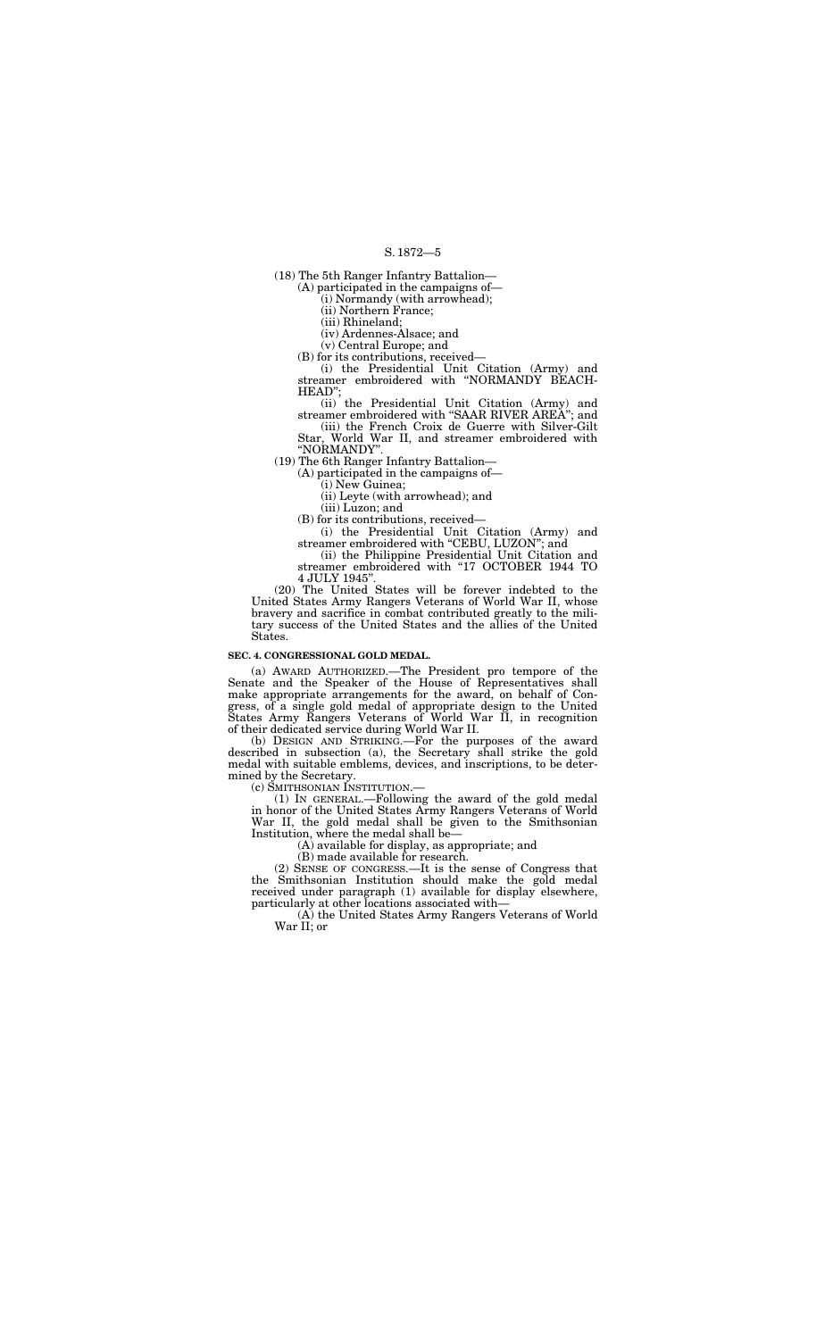(18) The 5th Ranger Infantry Battalion—

(A) participated in the campaigns of—

(i) Normandy (with arrowhead);

(ii) Northern France;

(iii) Rhineland;

(iv) Ardennes-Alsace; and

(v) Central Europe; and

(B) for its contributions, received—

(i) the Presidential Unit Citation (Army) and streamer embroidered with "NORMANDY BEACHHEAD";

(ii) the Presidential Unit Citation (Army) and streamer embroidered with "SAAR RIVER AREA"; and

(iii) the French Croix de Guerre with Silver-Gilt Star, World War II, and streamer embroidered with "NORMANDY".

(19) The 6th Ranger Infantry Battalion—

(A) participated in the campaigns of—

(i) New Guinea;

(ii) Leyte (with arrowhead); and

(iii) Luzon; and

(B) for its contributions, received—

(i) the Presidential Unit Citation (Army) and streamer embroidered with "CEBU, LUZON"; and

(ii) the Philippine Presidential Unit Citation and streamer embroidered with "17 OCTOBER 1944 TO 4 JULY 1945".

(20) The United States will be forever indebted to the United States Army Rangers Veterans of World War II, whose bravery and sacrifice in combat contributed greatly to the military success of the United States and the allies of the United States.

**SEC. 4. CONGRESSIONAL GOLD MEDAL.**

(a) AWARD AUTHORIZED.—The President pro tempore of the Senate and the Speaker of the House of Representatives shall make appropriate arrangements for the award, on behalf of Congress, of a single gold medal of appropriate design to the United States Army Rangers Veterans of World War II, in recognition of their dedicated service during World War II.

(b) DESIGN AND STRIKING.—For the purposes of the award described in subsection (a), the Secretary shall strike the gold medal with suitable emblems, devices, and inscriptions, to be determined by the Secretary.

(c) SMITHSONIAN INSTITUTION.—

(1) IN GENERAL.—Following the award of the gold medal in honor of the United States Army Rangers Veterans of World War II, the gold medal shall be given to the Smithsonian Institution, where the medal shall be—

(A) available for display, as appropriate; and

(B) made available for research.

(2) SENSE OF CONGRESS.—It is the sense of Congress that the Smithsonian Institution should make the gold medal received under paragraph (1) available for display elsewhere, particularly at other locations associated with—

(A) the United States Army Rangers Veterans of World War II; or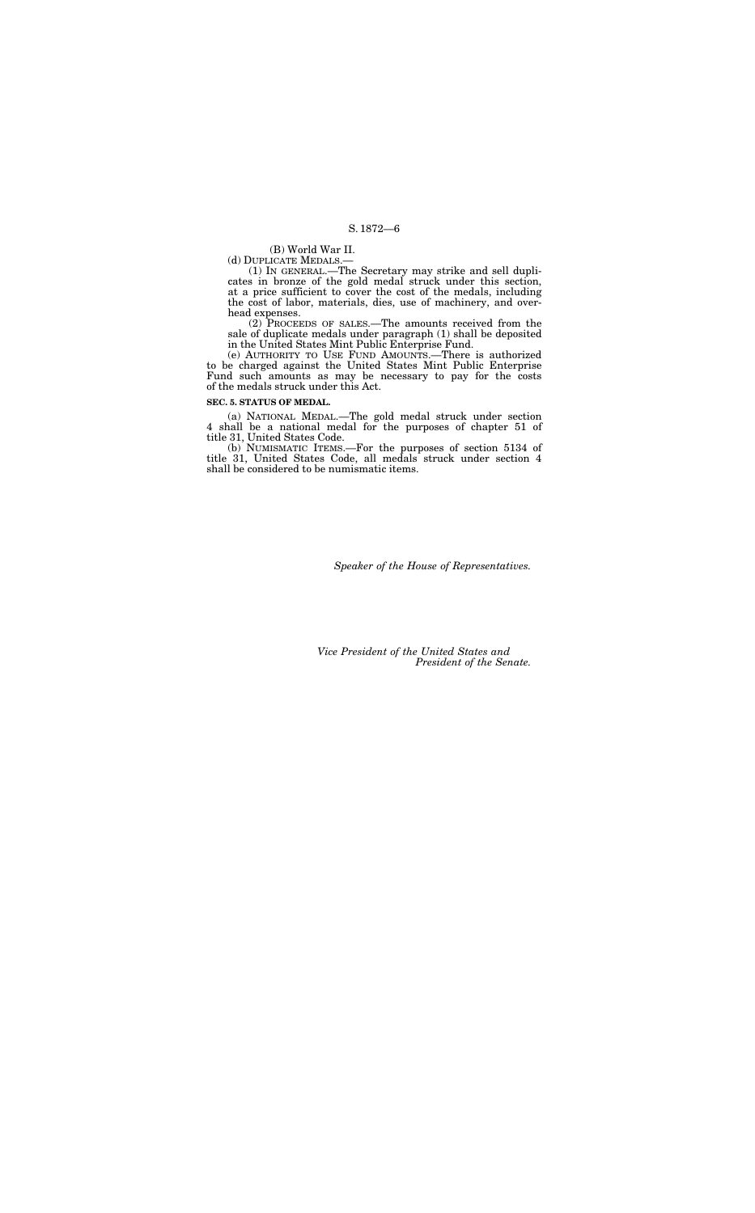(B) World War II.

(d) DUPLICATE MEDALS.—

(1) IN GENERAL.—The Secretary may strike and sell duplicates in bronze of the gold medal struck under this section, at a price sufficient to cover the cost of the medals, including the cost of labor, materials, dies, use of machinery, and overhead expenses.

(2) PROCEEDS OF SALES.—The amounts received from the sale of duplicate medals under paragraph (1) shall be deposited in the United States Mint Public Enterprise Fund.

(e) AUTHORITY TO USE FUND AMOUNTS.—There is authorized to be charged against the United States Mint Public Enterprise Fund such amounts as may be necessary to pay for the costs of the medals struck under this Act.

**SEC. 5. STATUS OF MEDAL.**

(a) NATIONAL MEDAL.—The gold medal struck under section 4 shall be a national medal for the purposes of chapter 51 of title 31, United States Code.

(b) NUMISMATIC ITEMS.—For the purposes of section 5134 of title 31, United States Code, all medals struck under section 4 shall be considered to be numismatic items.

*Speaker of the House of Representatives.*

*Vice President of the United States and President of the Senate.*